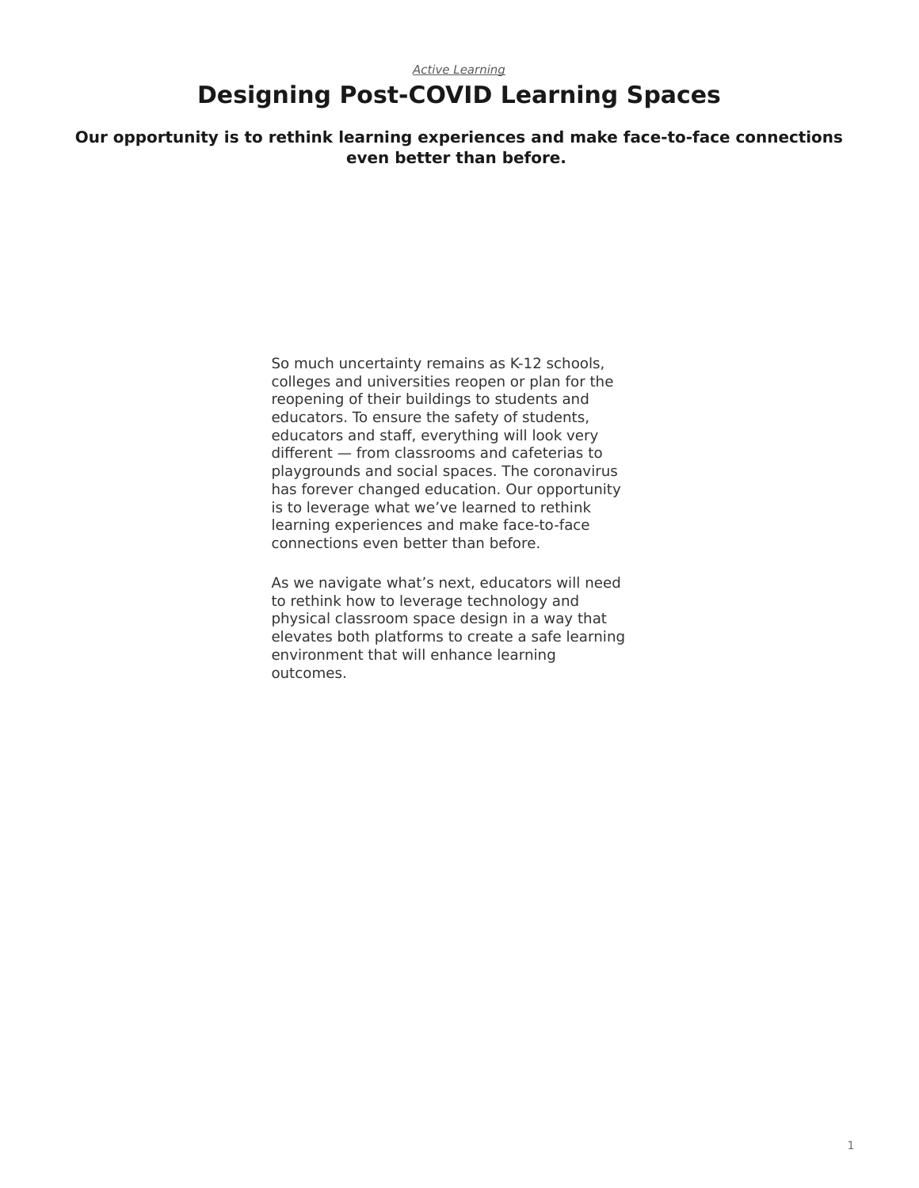*Active Learning*

# Designing Post-COVID Learning Spaces

**Our opportunity is to rethink learning experiences and make face-to-face connections even better than before.**

So much uncertainty remains as K-12 schools, colleges and universities reopen or plan for the reopening of their buildings to students and educators. To ensure the safety of students, educators and staff, everything will look very different — from classrooms and cafeterias to playgrounds and social spaces. The coronavirus has forever changed education. Our opportunity is to leverage what we've learned to rethink learning experiences and make face-to-face connections even better than before.

As we navigate what's next, educators will need to rethink how to leverage technology and physical classroom space design in a way that elevates both platforms to create a safe learning environment that will enhance learning outcomes.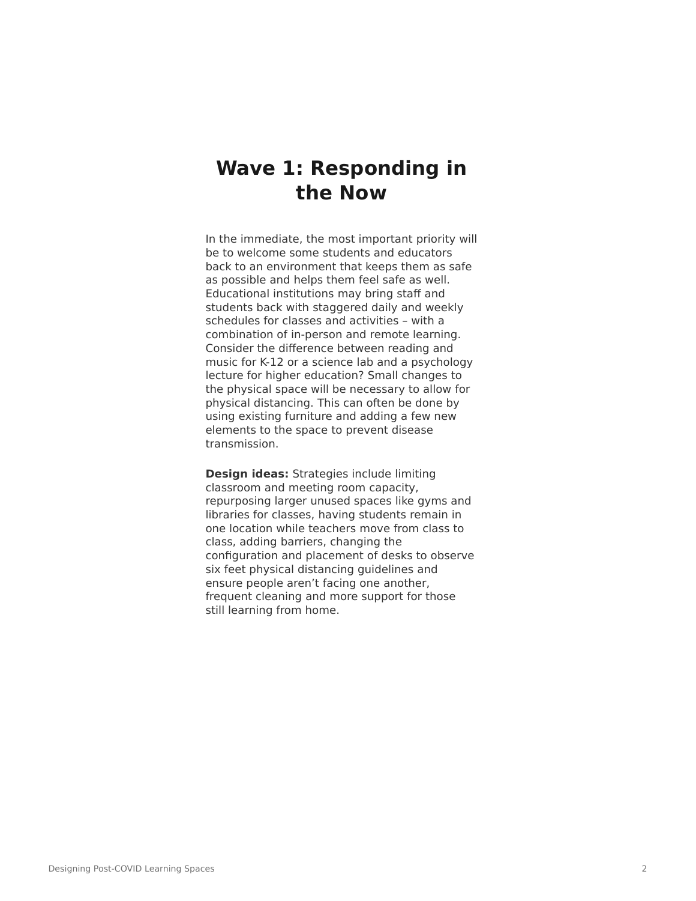# Wave 1: Responding in the Now

In the immediate, the most important priority will be to welcome some students and educators back to an environment that keeps them as safe as possible and helps them feel safe as well. Educational institutions may bring staff and students back with staggered daily and weekly schedules for classes and activities – with a combination of in-person and remote learning. Consider the difference between reading and music for K-12 or a science lab and a psychology lecture for higher education? Small changes to the physical space will be necessary to allow for physical distancing. This can often be done by using existing furniture and adding a few new elements to the space to prevent disease transmission.

**Design ideas:** Strategies include limiting classroom and meeting room capacity, repurposing larger unused spaces like gyms and libraries for classes, having students remain in one location while teachers move from class to class, adding barriers, changing the configuration and placement of desks to observe six feet physical distancing guidelines and ensure people aren't facing one another, frequent cleaning and more support for those still learning from home.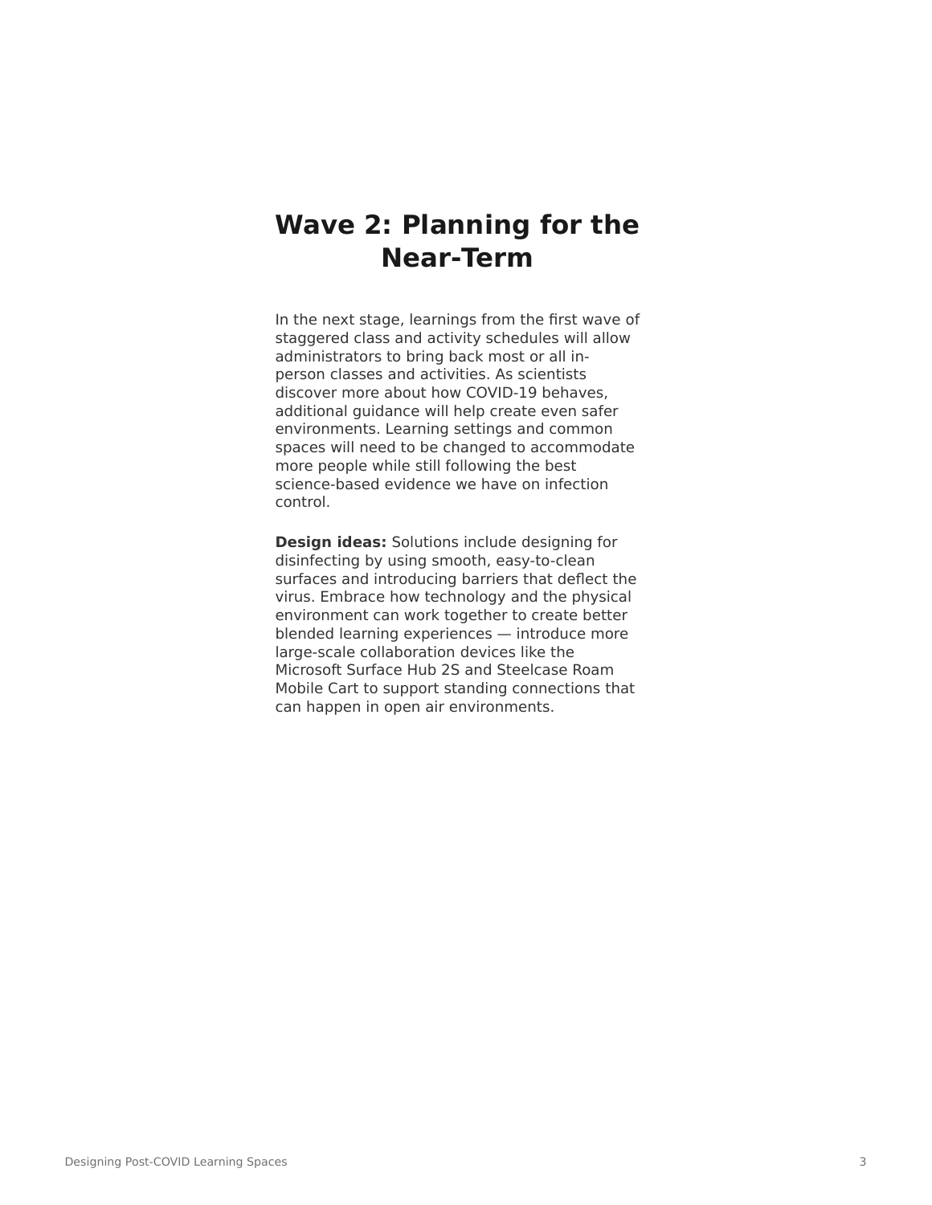# Wave 2: Planning for the Near-Term

In the next stage, learnings from the first wave of staggered class and activity schedules will allow administrators to bring back most or all in-person classes and activities. As scientists discover more about how COVID-19 behaves, additional guidance will help create even safer environments. Learning settings and common spaces will need to be changed to accommodate more people while still following the best science-based evidence we have on infection control.

**Design ideas:** Solutions include designing for disinfecting by using smooth, easy-to-clean surfaces and introducing barriers that deflect the virus. Embrace how technology and the physical environment can work together to create better blended learning experiences — introduce more large-scale collaboration devices like the Microsoft Surface Hub 2S and Steelcase Roam Mobile Cart to support standing connections that can happen in open air environments.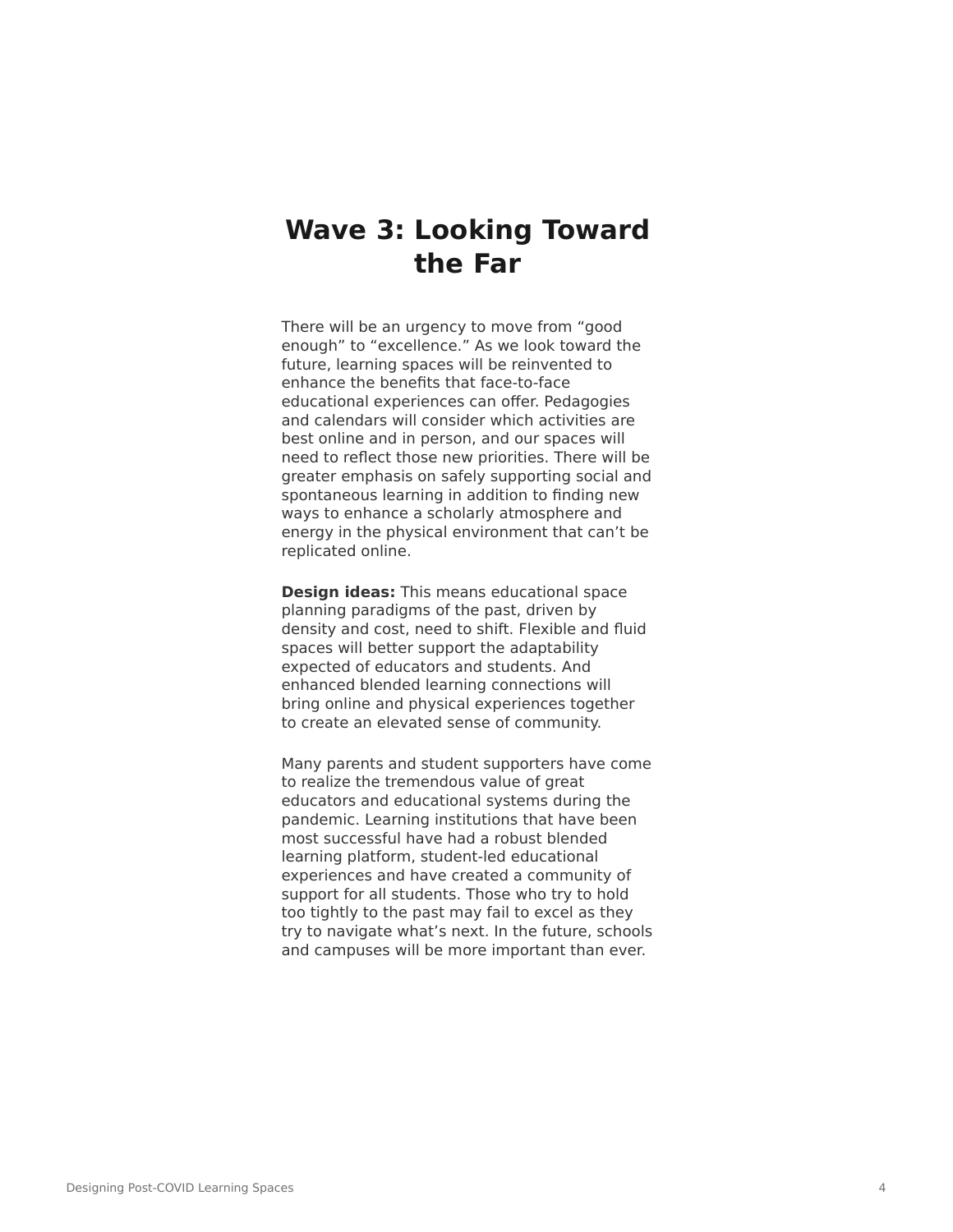# Wave 3: Looking Toward the Far

There will be an urgency to move from “good enough” to “excellence.” As we look toward the future, learning spaces will be reinvented to enhance the benefits that face-to-face educational experiences can offer. Pedagogies and calendars will consider which activities are best online and in person, and our spaces will need to reflect those new priorities. There will be greater emphasis on safely supporting social and spontaneous learning in addition to finding new ways to enhance a scholarly atmosphere and energy in the physical environment that can’t be replicated online.

**Design ideas:** This means educational space planning paradigms of the past, driven by density and cost, need to shift. Flexible and fluid spaces will better support the adaptability expected of educators and students. And enhanced blended learning connections will bring online and physical experiences together to create an elevated sense of community.

Many parents and student supporters have come to realize the tremendous value of great educators and educational systems during the pandemic. Learning institutions that have been most successful have had a robust blended learning platform, student-led educational experiences and have created a community of support for all students. Those who try to hold too tightly to the past may fail to excel as they try to navigate what’s next. In the future, schools and campuses will be more important than ever.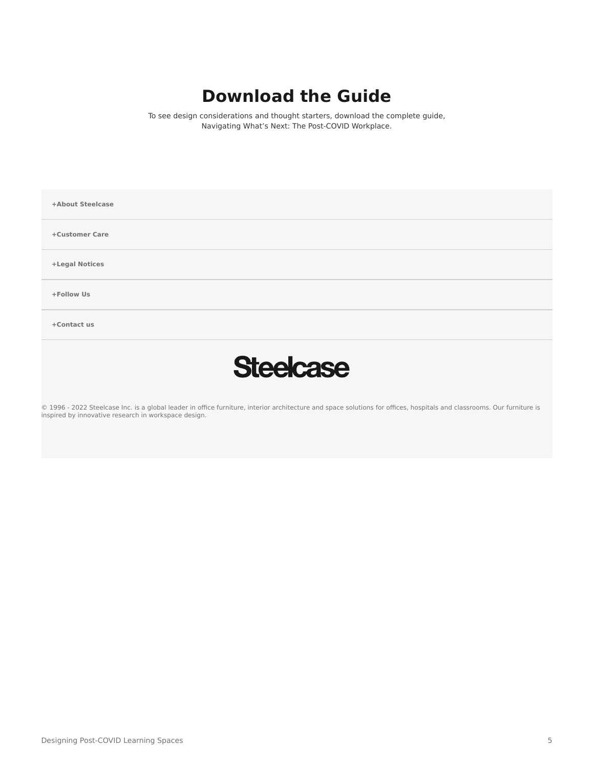# Download the Guide

To see design considerations and thought starters, download the complete guide, Navigating What's Next: The Post-COVID Workplace.

**+About Steelcase**

**+Customer Care**

**+Legal Notices**

**+Follow Us**

**+Contact us**

Steelcase

© 1996 - 2022 Steelcase Inc. is a global leader in office furniture, interior architecture and space solutions for offices, hospitals and classrooms. Our furniture is inspired by innovative research in workspace design.